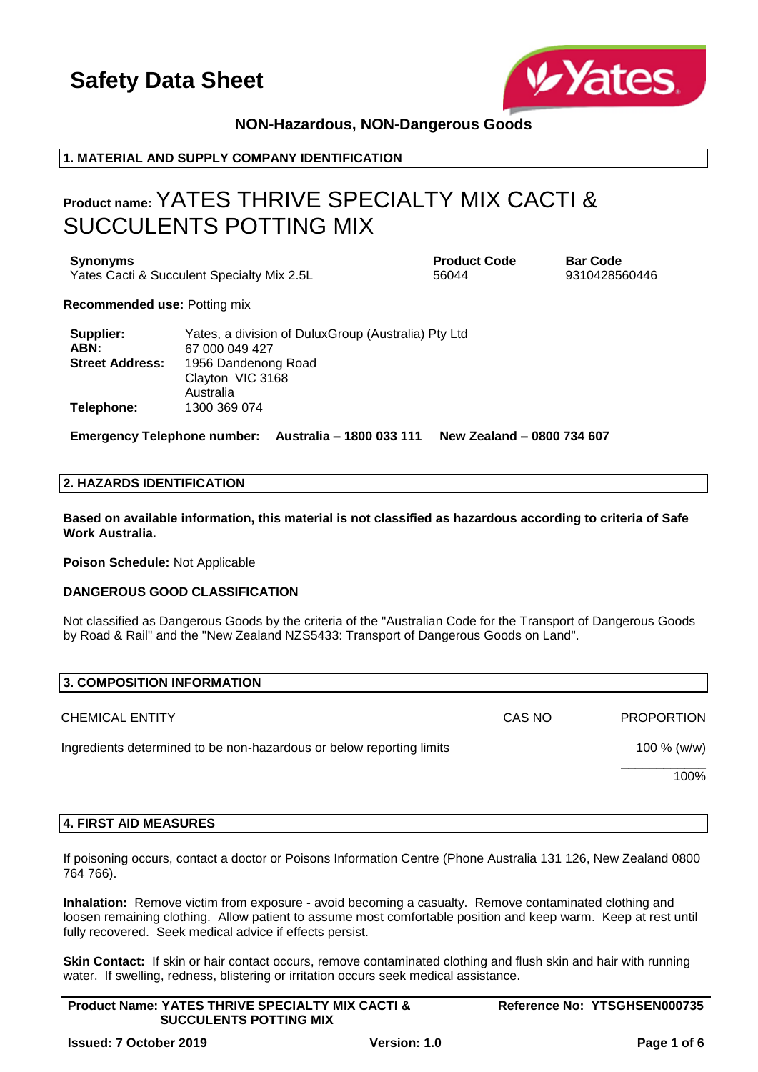# Safety Data Sheet

**NON-Hazardous, NON-Dangerous Goods**

## 1. MATERIAL AND SUPPLY COMPANY IDENTIFICATION

**Product name:** YATES THRIVE SPECIALTY MIX CACTI & SUCCULENTS POTTING MIX

| Synonyms | Product Code | Bar Code |
|---|---|---|
| Yates Cacti & Succulent Specialty Mix 2.5L | 56044 | 9310428560446 |

**Recommended use:** Potting mix

**Supplier:** Yates, a division of DuluxGroup (Australia) Pty Ltd
**ABN:** 67 000 049 427
**Street Address:** 1956 Dandenong Road
Clayton VIC 3168
Australia
**Telephone:** 1300 369 074

**Emergency Telephone number: Australia – 1800 033 111 New Zealand – 0800 734 607**

## 2. HAZARDS IDENTIFICATION

**Based on available information, this material is not classified as hazardous according to criteria of Safe Work Australia.**

**Poison Schedule:** Not Applicable

**DANGEROUS GOOD CLASSIFICATION**

Not classified as Dangerous Goods by the criteria of the "Australian Code for the Transport of Dangerous Goods by Road & Rail" and the "New Zealand NZS5433: Transport of Dangerous Goods on Land".

## 3. COMPOSITION INFORMATION

| CHEMICAL ENTITY | CAS NO | PROPORTION |
|---|---|---|
| Ingredients determined to be non-hazardous or below reporting limits | | 100 % (w/w) |
| | | 100% |

## 4. FIRST AID MEASURES

If poisoning occurs, contact a doctor or Poisons Information Centre (Phone Australia 131 126, New Zealand 0800 764 766).

**Inhalation:** Remove victim from exposure - avoid becoming a casualty. Remove contaminated clothing and loosen remaining clothing. Allow patient to assume most comfortable position and keep warm. Keep at rest until fully recovered. Seek medical advice if effects persist.

**Skin Contact:** If skin or hair contact occurs, remove contaminated clothing and flush skin and hair with running water. If swelling, redness, blistering or irritation occurs seek medical assistance.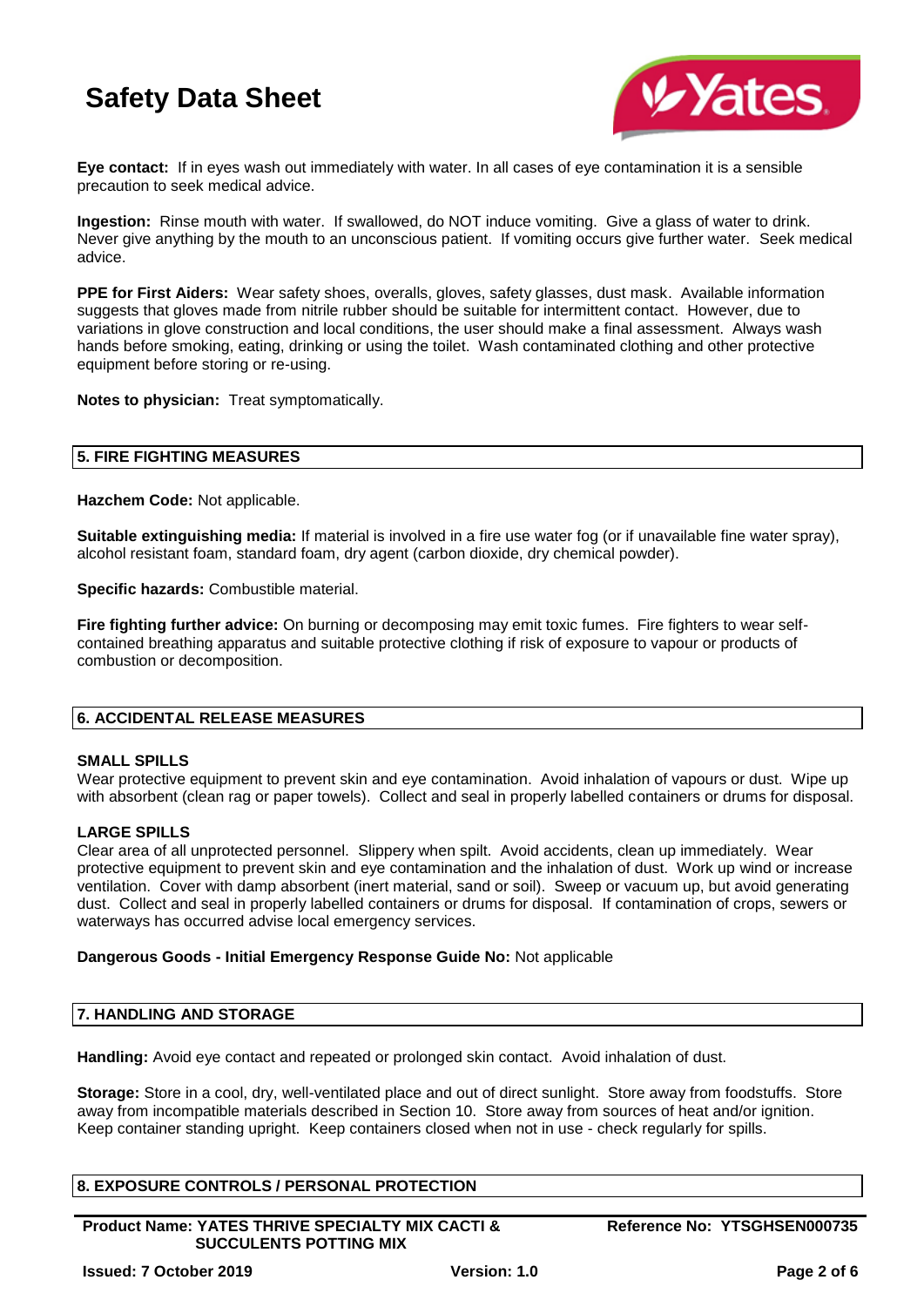**Eye contact:** If in eyes wash out immediately with water. In all cases of eye contamination it is a sensible precaution to seek medical advice.

**Ingestion:** Rinse mouth with water. If swallowed, do NOT induce vomiting. Give a glass of water to drink. Never give anything by the mouth to an unconscious patient. If vomiting occurs give further water. Seek medical advice.

**PPE for First Aiders:** Wear safety shoes, overalls, gloves, safety glasses, dust mask. Available information suggests that gloves made from nitrile rubber should be suitable for intermittent contact. However, due to variations in glove construction and local conditions, the user should make a final assessment. Always wash hands before smoking, eating, drinking or using the toilet. Wash contaminated clothing and other protective equipment before storing or re-using.

**Notes to physician:** Treat symptomatically.

## 5. FIRE FIGHTING MEASURES

**Hazchem Code:** Not applicable.

**Suitable extinguishing media:** If material is involved in a fire use water fog (or if unavailable fine water spray), alcohol resistant foam, standard foam, dry agent (carbon dioxide, dry chemical powder).

**Specific hazards:** Combustible material.

**Fire fighting further advice:** On burning or decomposing may emit toxic fumes. Fire fighters to wear self-contained breathing apparatus and suitable protective clothing if risk of exposure to vapour or products of combustion or decomposition.

## 6. ACCIDENTAL RELEASE MEASURES

### SMALL SPILLS

Wear protective equipment to prevent skin and eye contamination. Avoid inhalation of vapours or dust. Wipe up with absorbent (clean rag or paper towels). Collect and seal in properly labelled containers or drums for disposal.

### LARGE SPILLS

Clear area of all unprotected personnel. Slippery when spilt. Avoid accidents, clean up immediately. Wear protective equipment to prevent skin and eye contamination and the inhalation of dust. Work up wind or increase ventilation. Cover with damp absorbent (inert material, sand or soil). Sweep or vacuum up, but avoid generating dust. Collect and seal in properly labelled containers or drums for disposal. If contamination of crops, sewers or waterways has occurred advise local emergency services.

**Dangerous Goods - Initial Emergency Response Guide No:** Not applicable

## 7. HANDLING AND STORAGE

**Handling:** Avoid eye contact and repeated or prolonged skin contact. Avoid inhalation of dust.

**Storage:** Store in a cool, dry, well-ventilated place and out of direct sunlight. Store away from foodstuffs. Store away from incompatible materials described in Section 10. Store away from sources of heat and/or ignition. Keep container standing upright. Keep containers closed when not in use - check regularly for spills.

## 8. EXPOSURE CONTROLS / PERSONAL PROTECTION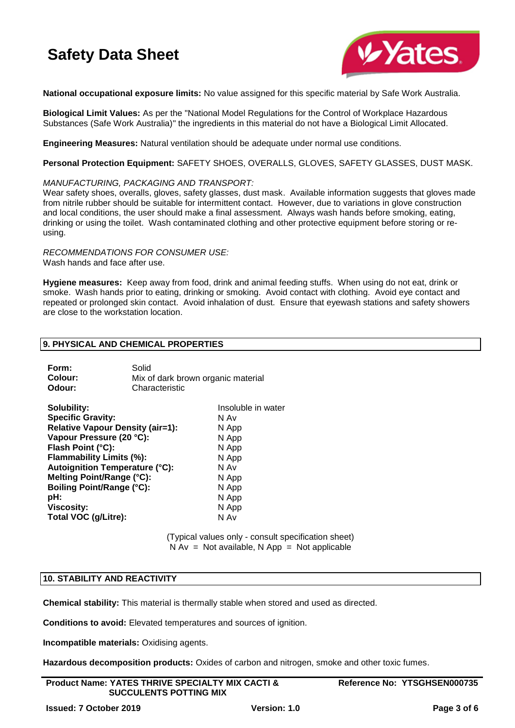**National occupational exposure limits:** No value assigned for this specific material by Safe Work Australia.

**Biological Limit Values:** As per the "National Model Regulations for the Control of Workplace Hazardous Substances (Safe Work Australia)" the ingredients in this material do not have a Biological Limit Allocated.

**Engineering Measures:** Natural ventilation should be adequate under normal use conditions.

**Personal Protection Equipment:** SAFETY SHOES, OVERALLS, GLOVES, SAFETY GLASSES, DUST MASK.

*MANUFACTURING, PACKAGING AND TRANSPORT:*
Wear safety shoes, overalls, gloves, safety glasses, dust mask. Available information suggests that gloves made from nitrile rubber should be suitable for intermittent contact. However, due to variations in glove construction and local conditions, the user should make a final assessment. Always wash hands before smoking, eating, drinking or using the toilet. Wash contaminated clothing and other protective equipment before storing or re-using.

*RECOMMENDATIONS FOR CONSUMER USE:*
Wash hands and face after use.

**Hygiene measures:** Keep away from food, drink and animal feeding stuffs. When using do not eat, drink or smoke. Wash hands prior to eating, drinking or smoking. Avoid contact with clothing. Avoid eye contact and repeated or prolonged skin contact. Avoid inhalation of dust. Ensure that eyewash stations and safety showers are close to the workstation location.

## 9. PHYSICAL AND CHEMICAL PROPERTIES

**Form:** Solid
**Colour:** Mix of dark brown organic material
**Odour:** Characteristic

| | |
|---|---|
| **Solubility:** | Insoluble in water |
| **Specific Gravity:** | N Av |
| **Relative Vapour Density (air=1):** | N App |
| **Vapour Pressure (20 °C):** | N App |
| **Flash Point (°C):** | N App |
| **Flammability Limits (%):** | N App |
| **Autoignition Temperature (°C):** | N Av |
| **Melting Point/Range (°C):** | N App |
| **Boiling Point/Range (°C):** | N App |
| **pH:** | N App |
| **Viscosity:** | N App |
| **Total VOC (g/Litre):** | N Av |

(Typical values only - consult specification sheet)
N Av = Not available, N App = Not applicable

## 10. STABILITY AND REACTIVITY

**Chemical stability:** This material is thermally stable when stored and used as directed.

**Conditions to avoid:** Elevated temperatures and sources of ignition.

**Incompatible materials:** Oxidising agents.

**Hazardous decomposition products:** Oxides of carbon and nitrogen, smoke and other toxic fumes.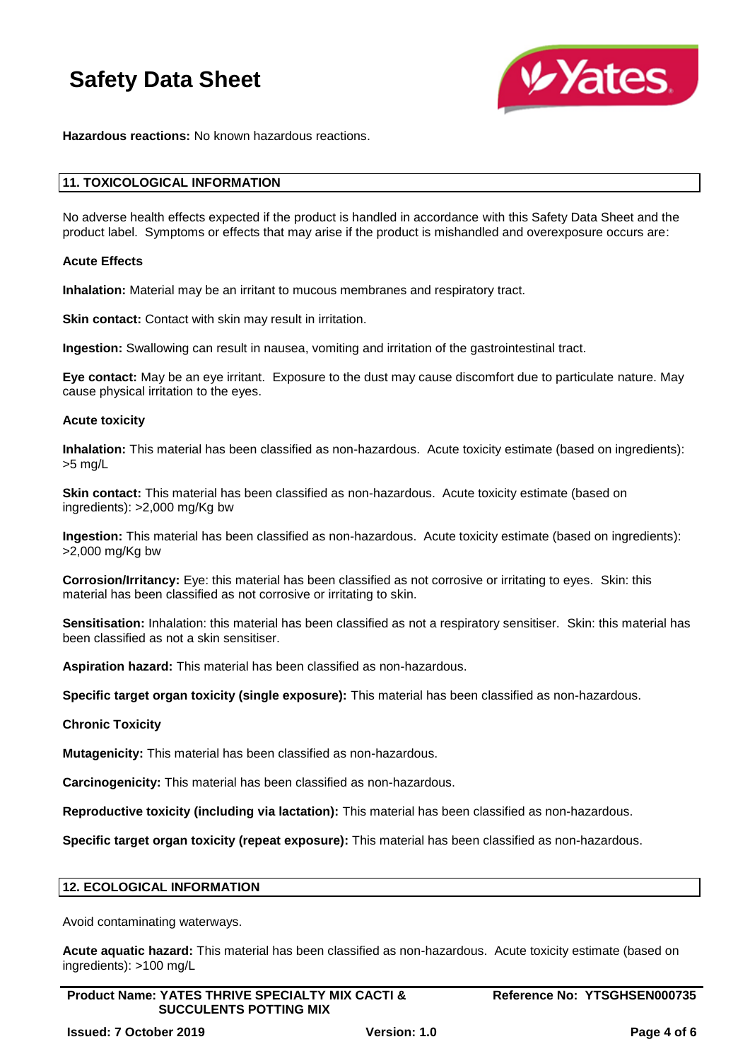**Hazardous reactions:** No known hazardous reactions.

## 11. TOXICOLOGICAL INFORMATION

No adverse health effects expected if the product is handled in accordance with this Safety Data Sheet and the product label. Symptoms or effects that may arise if the product is mishandled and overexposure occurs are:

**Acute Effects**

**Inhalation:** Material may be an irritant to mucous membranes and respiratory tract.

**Skin contact:** Contact with skin may result in irritation.

**Ingestion:** Swallowing can result in nausea, vomiting and irritation of the gastrointestinal tract.

**Eye contact:** May be an eye irritant. Exposure to the dust may cause discomfort due to particulate nature. May cause physical irritation to the eyes.

**Acute toxicity**

**Inhalation:** This material has been classified as non-hazardous. Acute toxicity estimate (based on ingredients): >5 mg/L

**Skin contact:** This material has been classified as non-hazardous. Acute toxicity estimate (based on ingredients): >2,000 mg/Kg bw

**Ingestion:** This material has been classified as non-hazardous. Acute toxicity estimate (based on ingredients): >2,000 mg/Kg bw

**Corrosion/Irritancy:** Eye: this material has been classified as not corrosive or irritating to eyes. Skin: this material has been classified as not corrosive or irritating to skin.

**Sensitisation:** Inhalation: this material has been classified as not a respiratory sensitiser. Skin: this material has been classified as not a skin sensitiser.

**Aspiration hazard:** This material has been classified as non-hazardous.

**Specific target organ toxicity (single exposure):** This material has been classified as non-hazardous.

**Chronic Toxicity**

**Mutagenicity:** This material has been classified as non-hazardous.

**Carcinogenicity:** This material has been classified as non-hazardous.

**Reproductive toxicity (including via lactation):** This material has been classified as non-hazardous.

**Specific target organ toxicity (repeat exposure):** This material has been classified as non-hazardous.

## 12. ECOLOGICAL INFORMATION

Avoid contaminating waterways.

**Acute aquatic hazard:** This material has been classified as non-hazardous. Acute toxicity estimate (based on ingredients): >100 mg/L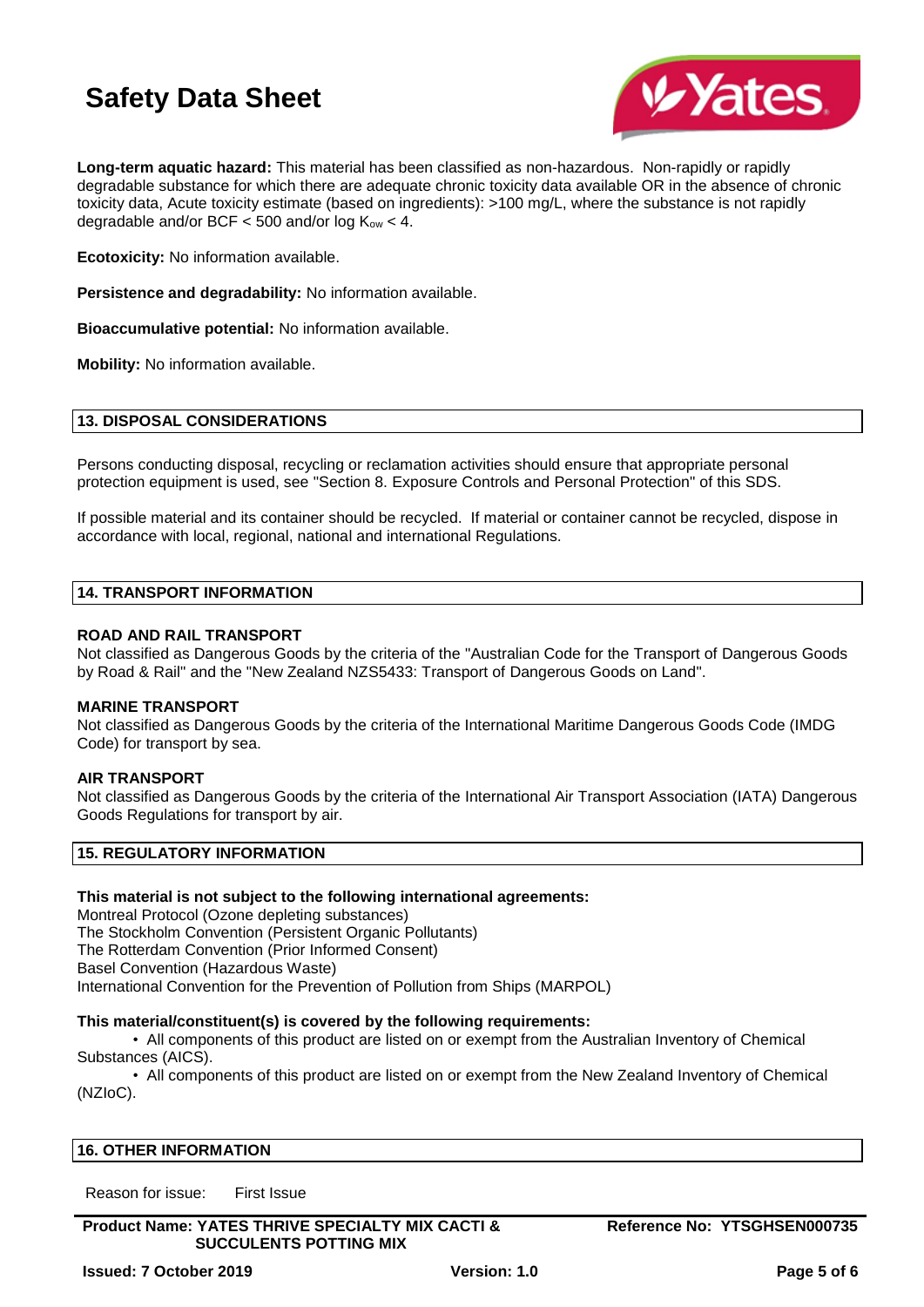**Long-term aquatic hazard:** This material has been classified as non-hazardous. Non-rapidly or rapidly degradable substance for which there are adequate chronic toxicity data available OR in the absence of chronic toxicity data, Acute toxicity estimate (based on ingredients): >100 mg/L, where the substance is not rapidly degradable and/or BCF < 500 and/or log $K_{ow}$ < 4.

**Ecotoxicity:** No information available.

**Persistence and degradability:** No information available.

**Bioaccumulative potential:** No information available.

**Mobility:** No information available.

## 13. DISPOSAL CONSIDERATIONS

Persons conducting disposal, recycling or reclamation activities should ensure that appropriate personal protection equipment is used, see "Section 8. Exposure Controls and Personal Protection" of this SDS.

If possible material and its container should be recycled. If material or container cannot be recycled, dispose in accordance with local, regional, national and international Regulations.

## 14. TRANSPORT INFORMATION

**ROAD AND RAIL TRANSPORT**
Not classified as Dangerous Goods by the criteria of the "Australian Code for the Transport of Dangerous Goods by Road & Rail" and the "New Zealand NZS5433: Transport of Dangerous Goods on Land".

**MARINE TRANSPORT**
Not classified as Dangerous Goods by the criteria of the International Maritime Dangerous Goods Code (IMDG Code) for transport by sea.

**AIR TRANSPORT**
Not classified as Dangerous Goods by the criteria of the International Air Transport Association (IATA) Dangerous Goods Regulations for transport by air.

## 15. REGULATORY INFORMATION

**This material is not subject to the following international agreements:**
Montreal Protocol (Ozone depleting substances)
The Stockholm Convention (Persistent Organic Pollutants)
The Rotterdam Convention (Prior Informed Consent)
Basel Convention (Hazardous Waste)
International Convention for the Prevention of Pollution from Ships (MARPOL)

**This material/constituent(s) is covered by the following requirements:**

- All components of this product are listed on or exempt from the Australian Inventory of Chemical Substances (AICS).
- All components of this product are listed on or exempt from the New Zealand Inventory of Chemical (NZIoC).

## 16. OTHER INFORMATION

Reason for issue: First Issue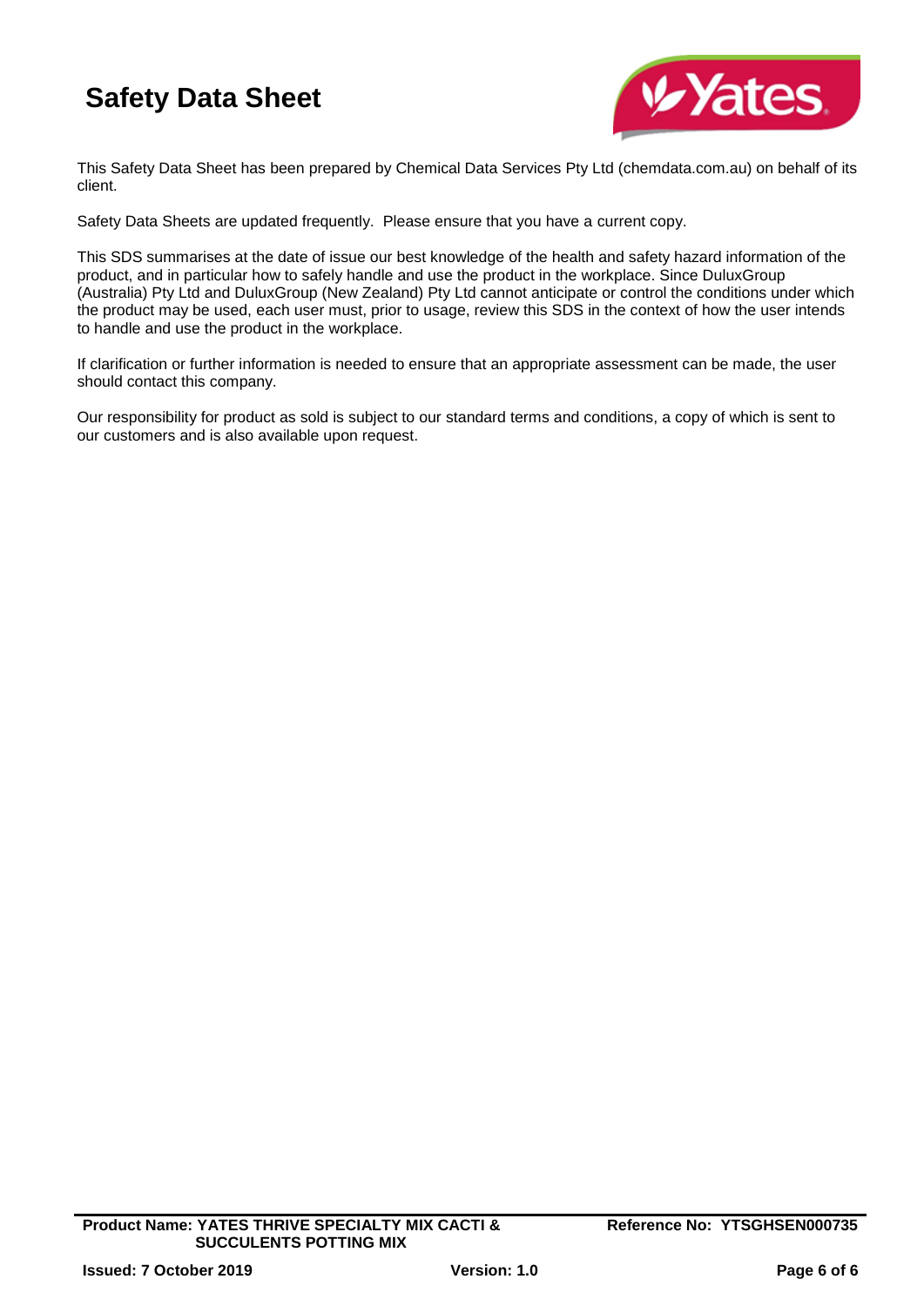This Safety Data Sheet has been prepared by Chemical Data Services Pty Ltd (chemdata.com.au) on behalf of its client.

Safety Data Sheets are updated frequently. Please ensure that you have a current copy.

This SDS summarises at the date of issue our best knowledge of the health and safety hazard information of the product, and in particular how to safely handle and use the product in the workplace. Since DuluxGroup (Australia) Pty Ltd and DuluxGroup (New Zealand) Pty Ltd cannot anticipate or control the conditions under which the product may be used, each user must, prior to usage, review this SDS in the context of how the user intends to handle and use the product in the workplace.

If clarification or further information is needed to ensure that an appropriate assessment can be made, the user should contact this company.

Our responsibility for product as sold is subject to our standard terms and conditions, a copy of which is sent to our customers and is also available upon request.